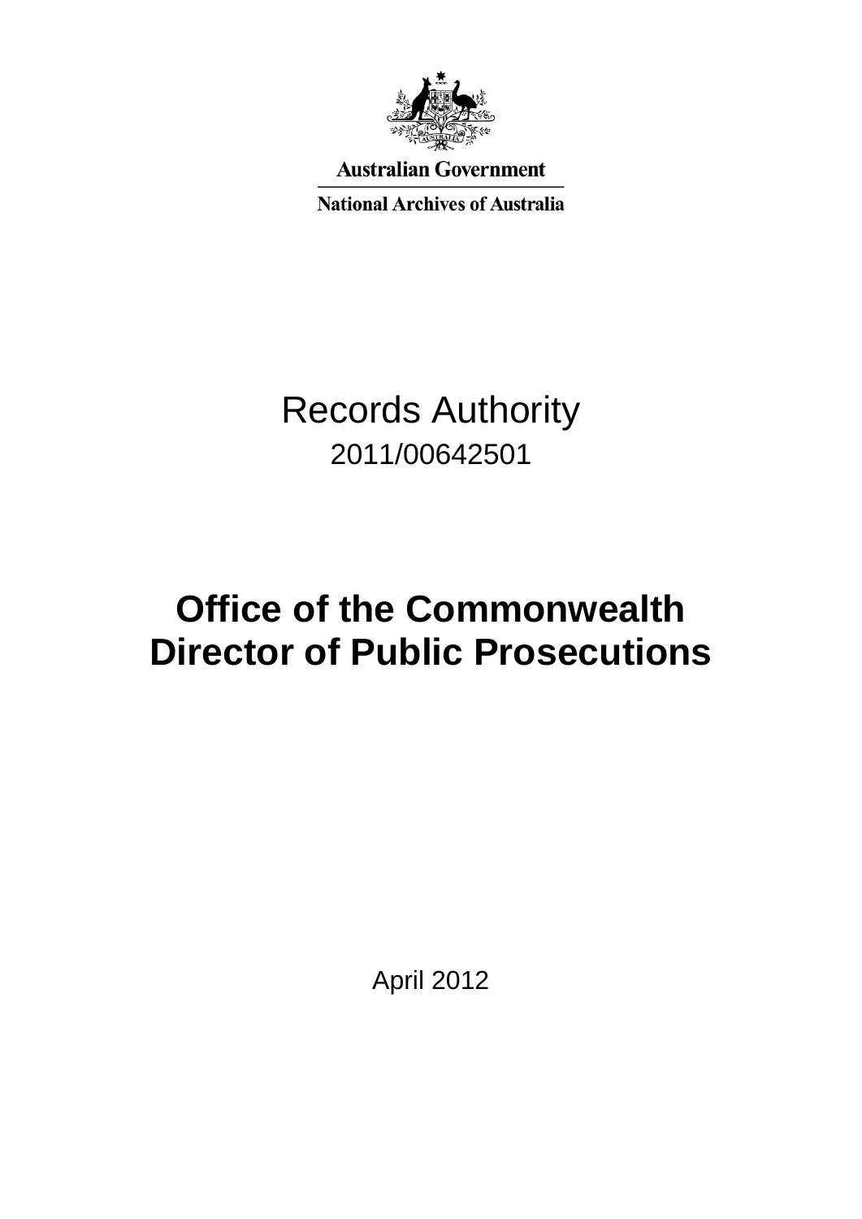Australian Government

National Archives of Australia

# Records Authority

2011/00642501

# Office of the Commonwealth Director of Public Prosecutions

April 2012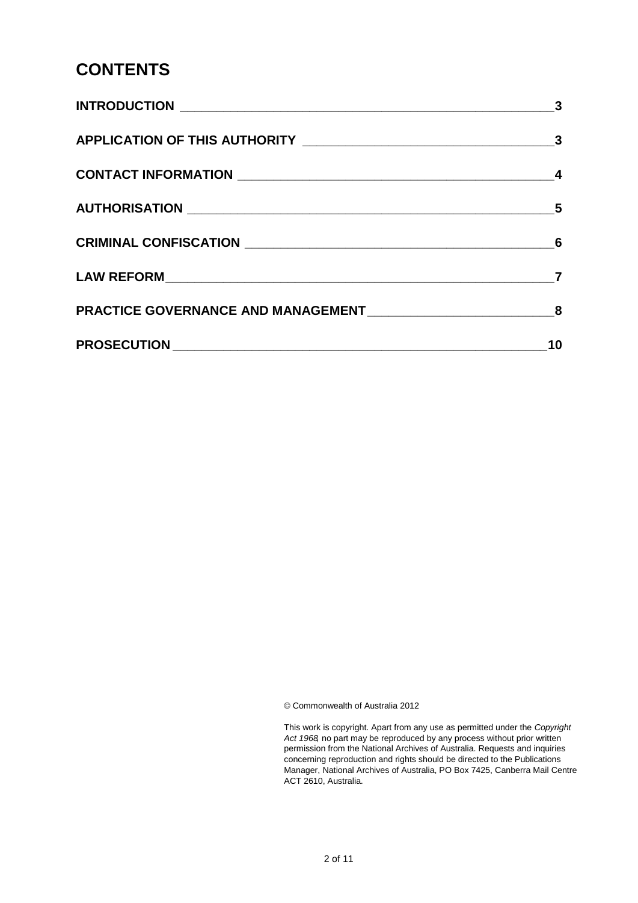# CONTENTS

| | |
|---|---|
| **INTRODUCTION** | **3** |
| **APPLICATION OF THIS AUTHORITY** | **3** |
| **CONTACT INFORMATION** | **4** |
| **AUTHORISATION** | **5** |
| **CRIMINAL CONFISCATION** | **6** |
| **LAW REFORM** | **7** |
| **PRACTICE GOVERNANCE AND MANAGEMENT** | **8** |
| **PROSECUTION** | **10** |

© Commonwealth of Australia 2012

This work is copyright. Apart from any use as permitted under the *Copyright Act 1968*, no part may be reproduced by any process without prior written permission from the National Archives of Australia. Requests and inquiries concerning reproduction and rights should be directed to the Publications Manager, National Archives of Australia, PO Box 7425, Canberra Mail Centre ACT 2610, Australia.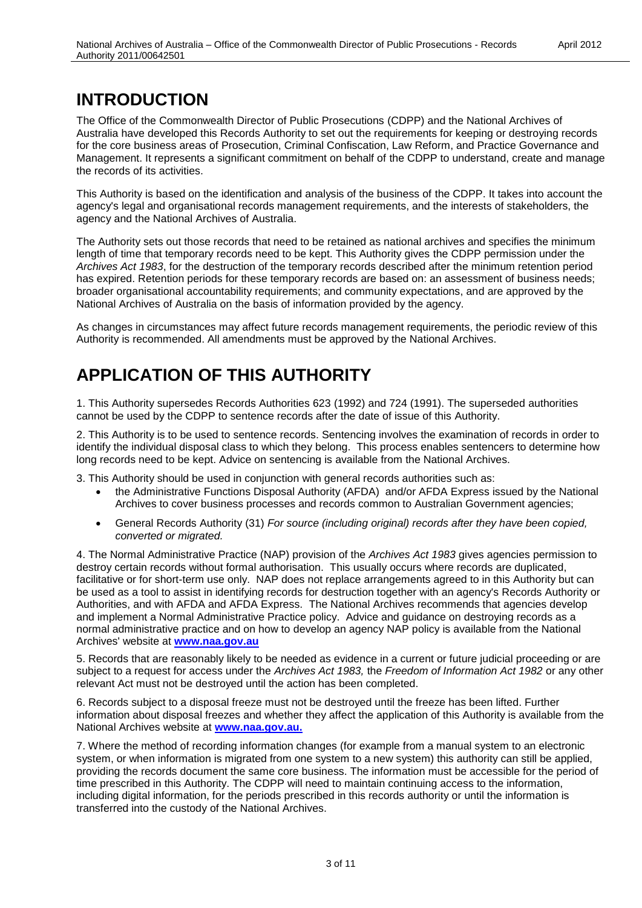# INTRODUCTION

The Office of the Commonwealth Director of Public Prosecutions (CDPP) and the National Archives of Australia have developed this Records Authority to set out the requirements for keeping or destroying records for the core business areas of Prosecution, Criminal Confiscation, Law Reform, and Practice Governance and Management. It represents a significant commitment on behalf of the CDPP to understand, create and manage the records of its activities.

This Authority is based on the identification and analysis of the business of the CDPP. It takes into account the agency's legal and organisational records management requirements, and the interests of stakeholders, the agency and the National Archives of Australia.

The Authority sets out those records that need to be retained as national archives and specifies the minimum length of time that temporary records need to be kept. This Authority gives the CDPP permission under the *Archives Act 1983*, for the destruction of the temporary records described after the minimum retention period has expired. Retention periods for these temporary records are based on: an assessment of business needs; broader organisational accountability requirements; and community expectations, and are approved by the National Archives of Australia on the basis of information provided by the agency.

As changes in circumstances may affect future records management requirements, the periodic review of this Authority is recommended. All amendments must be approved by the National Archives.

# APPLICATION OF THIS AUTHORITY

1. This Authority supersedes Records Authorities 623 (1992) and 724 (1991). The superseded authorities cannot be used by the CDPP to sentence records after the date of issue of this Authority.

2. This Authority is to be used to sentence records. Sentencing involves the examination of records in order to identify the individual disposal class to which they belong. This process enables sentencers to determine how long records need to be kept. Advice on sentencing is available from the National Archives.

3. This Authority should be used in conjunction with general records authorities such as:

- the Administrative Functions Disposal Authority (AFDA) and/or AFDA Express issued by the National Archives to cover business processes and records common to Australian Government agencies;
- General Records Authority (31) *For source (including original) records after they have been copied, converted or migrated.*

4. The Normal Administrative Practice (NAP) provision of the *Archives Act 1983* gives agencies permission to destroy certain records without formal authorisation. This usually occurs where records are duplicated, facilitative or for short-term use only. NAP does not replace arrangements agreed to in this Authority but can be used as a tool to assist in identifying records for destruction together with an agency's Records Authority or Authorities, and with AFDA and AFDA Express. The National Archives recommends that agencies develop and implement a Normal Administrative Practice policy. Advice and guidance on destroying records as a normal administrative practice and on how to develop an agency NAP policy is available from the National Archives' website at **www.naa.gov.au**

5. Records that are reasonably likely to be needed as evidence in a current or future judicial proceeding or are subject to a request for access under the *Archives Act 1983,* the *Freedom of Information Act 1982* or any other relevant Act must not be destroyed until the action has been completed.

6. Records subject to a disposal freeze must not be destroyed until the freeze has been lifted. Further information about disposal freezes and whether they affect the application of this Authority is available from the National Archives website at **www.naa.gov.au.**

7. Where the method of recording information changes (for example from a manual system to an electronic system, or when information is migrated from one system to a new system) this authority can still be applied, providing the records document the same core business. The information must be accessible for the period of time prescribed in this Authority. The CDPP will need to maintain continuing access to the information, including digital information, for the periods prescribed in this records authority or until the information is transferred into the custody of the National Archives.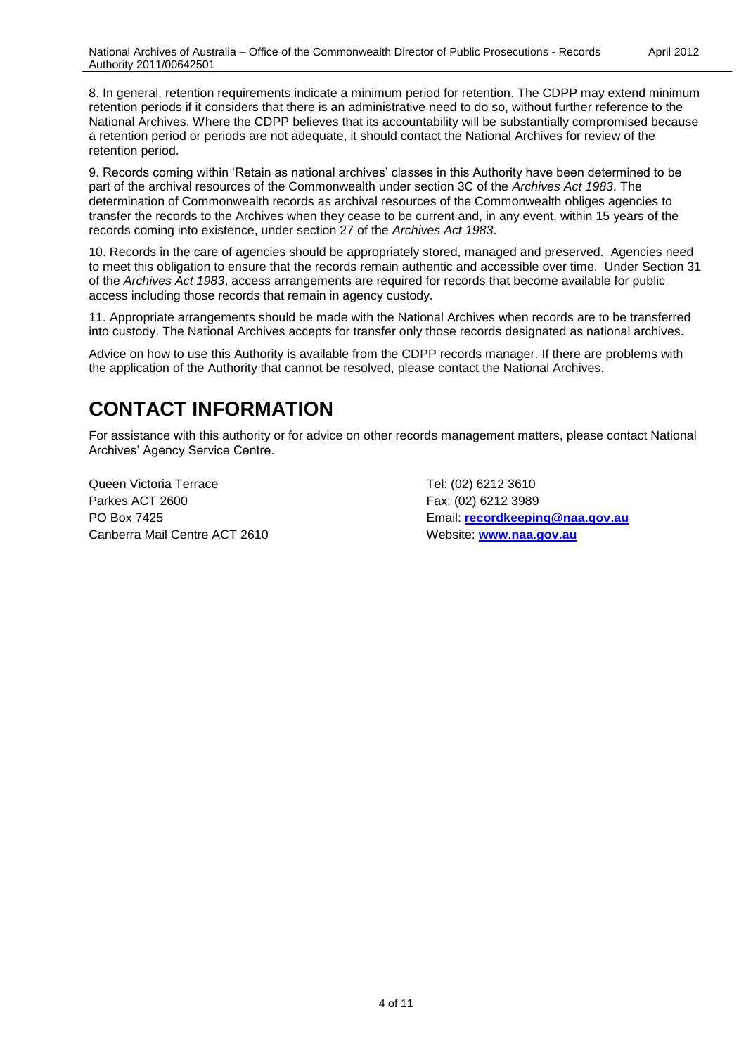8. In general, retention requirements indicate a minimum period for retention. The CDPP may extend minimum retention periods if it considers that there is an administrative need to do so, without further reference to the National Archives. Where the CDPP believes that its accountability will be substantially compromised because a retention period or periods are not adequate, it should contact the National Archives for review of the retention period.

9. Records coming within 'Retain as national archives' classes in this Authority have been determined to be part of the archival resources of the Commonwealth under section 3C of the *Archives Act 1983*. The determination of Commonwealth records as archival resources of the Commonwealth obliges agencies to transfer the records to the Archives when they cease to be current and, in any event, within 15 years of the records coming into existence, under section 27 of the *Archives Act 1983*.

10. Records in the care of agencies should be appropriately stored, managed and preserved. Agencies need to meet this obligation to ensure that the records remain authentic and accessible over time. Under Section 31 of the *Archives Act 1983*, access arrangements are required for records that become available for public access including those records that remain in agency custody.

11. Appropriate arrangements should be made with the National Archives when records are to be transferred into custody. The National Archives accepts for transfer only those records designated as national archives.

Advice on how to use this Authority is available from the CDPP records manager. If there are problems with the application of the Authority that cannot be resolved, please contact the National Archives.

# CONTACT INFORMATION

For assistance with this authority or for advice on other records management matters, please contact National Archives' Agency Service Centre.

Queen Victoria Terrace
Parkes ACT 2600
PO Box 7425
Canberra Mail Centre ACT 2610

Tel: (02) 6212 3610
Fax: (02) 6212 3989
Email: **recordkeeping@naa.gov.au**
Website: **www.naa.gov.au**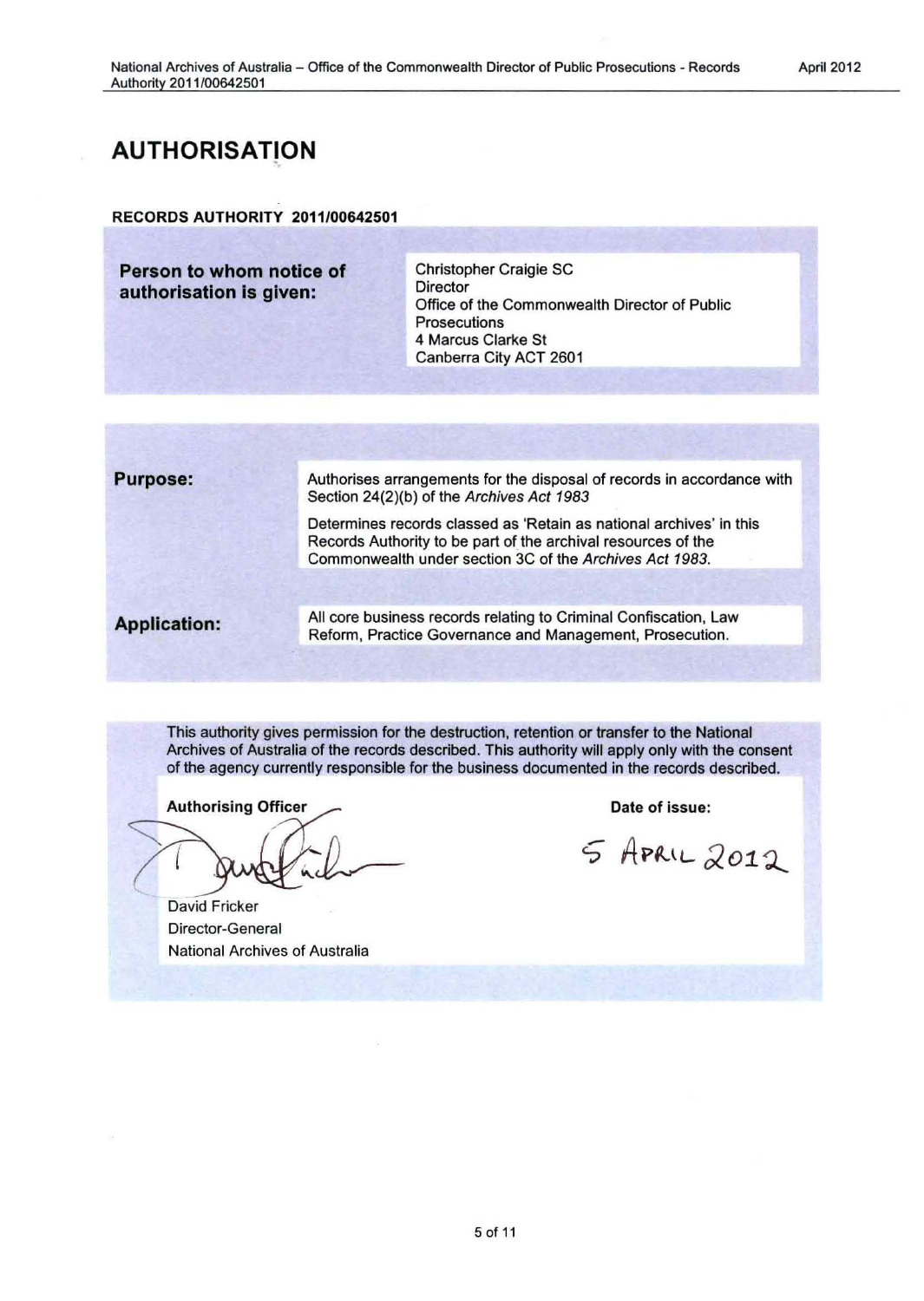# AUTHORISATION

**RECORDS AUTHORITY 2011/00642501**

| **Person to whom notice of authorisation is given:** | Christopher Craigie SC<br>Director<br>Office of the Commonwealth Director of Public Prosecutions<br>4 Marcus Clarke St<br>Canberra City ACT 2601 |
|---|---|

| | |
|---|---|
| **Purpose:** | Authorises arrangements for the disposal of records in accordance with Section 24(2)(b) of the *Archives Act 1983*<br><br>Determines records classed as 'Retain as national archives' in this Records Authority to be part of the archival resources of the Commonwealth under section 3C of the *Archives Act 1983.* |
| **Application:** | All core business records relating to Criminal Confiscation, Law Reform, Practice Governance and Management, Prosecution. |

This authority gives permission for the destruction, retention or transfer to the National Archives of Australia of the records described. This authority will apply only with the consent of the agency currently responsible for the business documented in the records described.

| **Authorising Officer** | **Date of issue:** |
|---|---|
| [signature]<br>David Fricker<br>Director-General<br>National Archives of Australia | 5 April 2012 |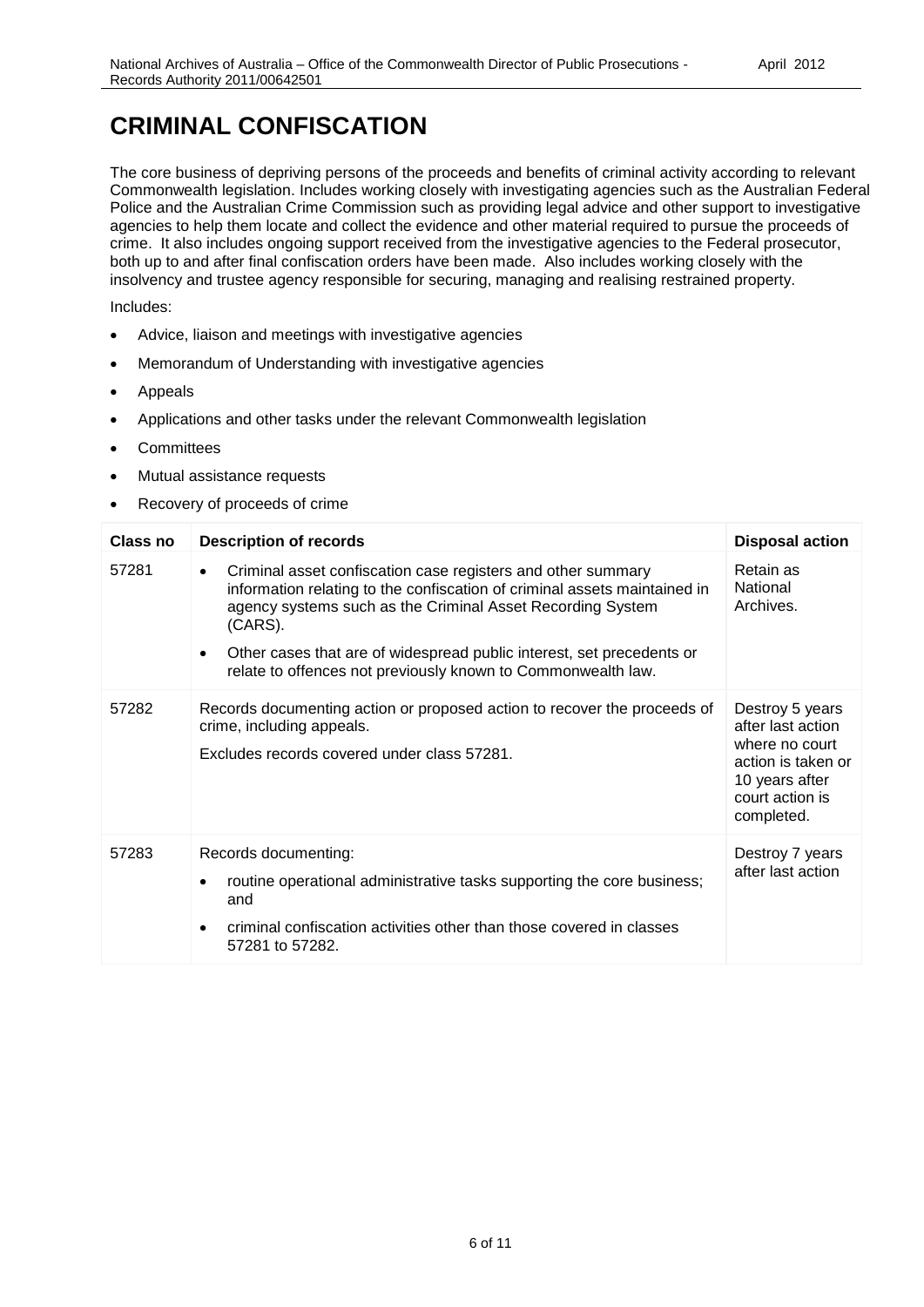# CRIMINAL CONFISCATION

The core business of depriving persons of the proceeds and benefits of criminal activity according to relevant Commonwealth legislation. Includes working closely with investigating agencies such as the Australian Federal Police and the Australian Crime Commission such as providing legal advice and other support to investigative agencies to help them locate and collect the evidence and other material required to pursue the proceeds of crime. It also includes ongoing support received from the investigative agencies to the Federal prosecutor, both up to and after final confiscation orders have been made. Also includes working closely with the insolvency and trustee agency responsible for securing, managing and realising restrained property.

Includes:

- Advice, liaison and meetings with investigative agencies
- Memorandum of Understanding with investigative agencies
- Appeals
- Applications and other tasks under the relevant Commonwealth legislation
- Committees
- Mutual assistance requests
- Recovery of proceeds of crime

| Class no | Description of records | Disposal action |
|---|---|---|
| 57281 | • Criminal asset confiscation case registers and other summary information relating to the confiscation of criminal assets maintained in agency systems such as the Criminal Asset Recording System (CARS).<br>• Other cases that are of widespread public interest, set precedents or relate to offences not previously known to Commonwealth law. | Retain as National Archives. |
| 57282 | Records documenting action or proposed action to recover the proceeds of crime, including appeals.<br>Excludes records covered under class 57281. | Destroy 5 years after last action where no court action is taken or 10 years after court action is completed. |
| 57283 | Records documenting:<br>• routine operational administrative tasks supporting the core business; and<br>• criminal confiscation activities other than those covered in classes 57281 to 57282. | Destroy 7 years after last action |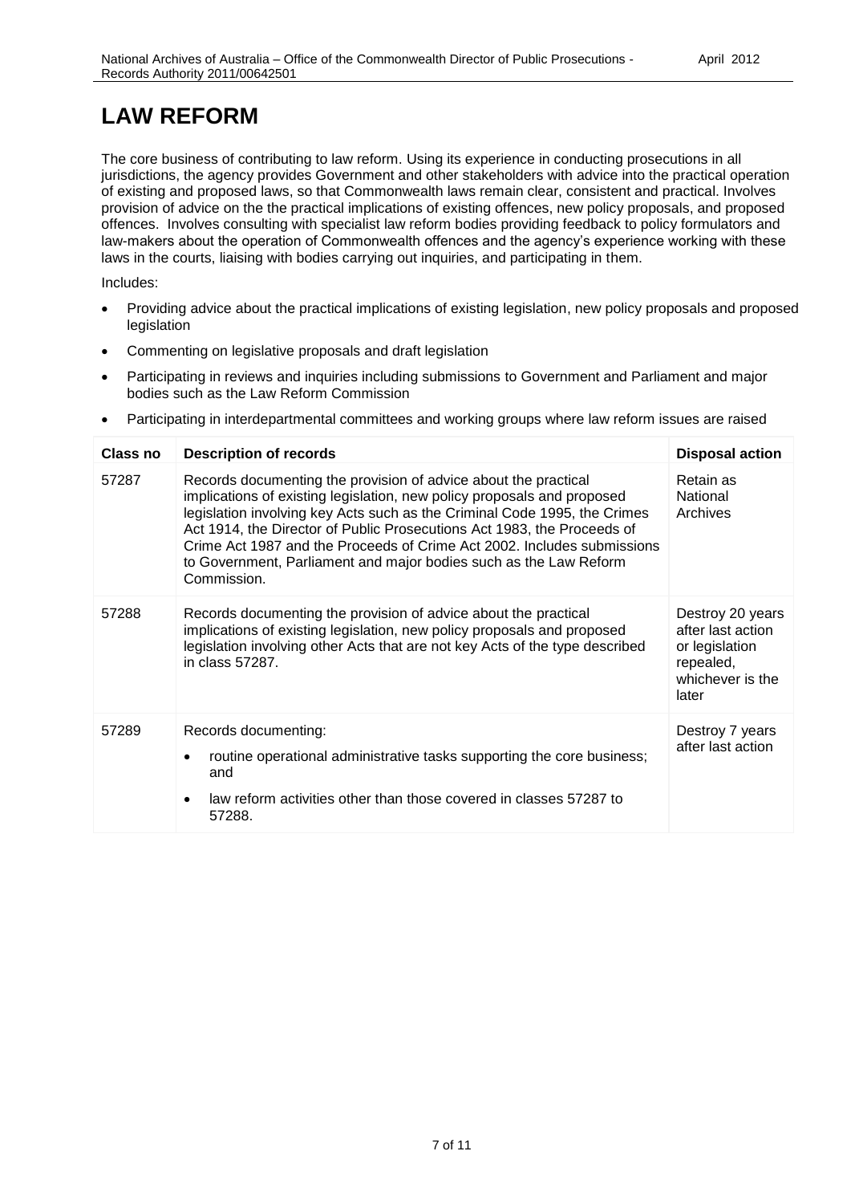# LAW REFORM

The core business of contributing to law reform. Using its experience in conducting prosecutions in all jurisdictions, the agency provides Government and other stakeholders with advice into the practical operation of existing and proposed laws, so that Commonwealth laws remain clear, consistent and practical. Involves provision of advice on the the practical implications of existing offences, new policy proposals, and proposed offences. Involves consulting with specialist law reform bodies providing feedback to policy formulators and law-makers about the operation of Commonwealth offences and the agency's experience working with these laws in the courts, liaising with bodies carrying out inquiries, and participating in them.

Includes:

- Providing advice about the practical implications of existing legislation, new policy proposals and proposed legislation
- Commenting on legislative proposals and draft legislation
- Participating in reviews and inquiries including submissions to Government and Parliament and major bodies such as the Law Reform Commission
- Participating in interdepartmental committees and working groups where law reform issues are raised

| Class no | Description of records | Disposal action |
|---|---|---|
| 57287 | Records documenting the provision of advice about the practical implications of existing legislation, new policy proposals and proposed legislation involving key Acts such as the Criminal Code 1995, the Crimes Act 1914, the Director of Public Prosecutions Act 1983, the Proceeds of Crime Act 1987 and the Proceeds of Crime Act 2002. Includes submissions to Government, Parliament and major bodies such as the Law Reform Commission. | Retain as National Archives |
| 57288 | Records documenting the provision of advice about the practical implications of existing legislation, new policy proposals and proposed legislation involving other Acts that are not key Acts of the type described in class 57287. | Destroy 20 years after last action or legislation repealed, whichever is the later |
| 57289 | Records documenting:<br>• routine operational administrative tasks supporting the core business; and<br>• law reform activities other than those covered in classes 57287 to 57288. | Destroy 7 years after last action |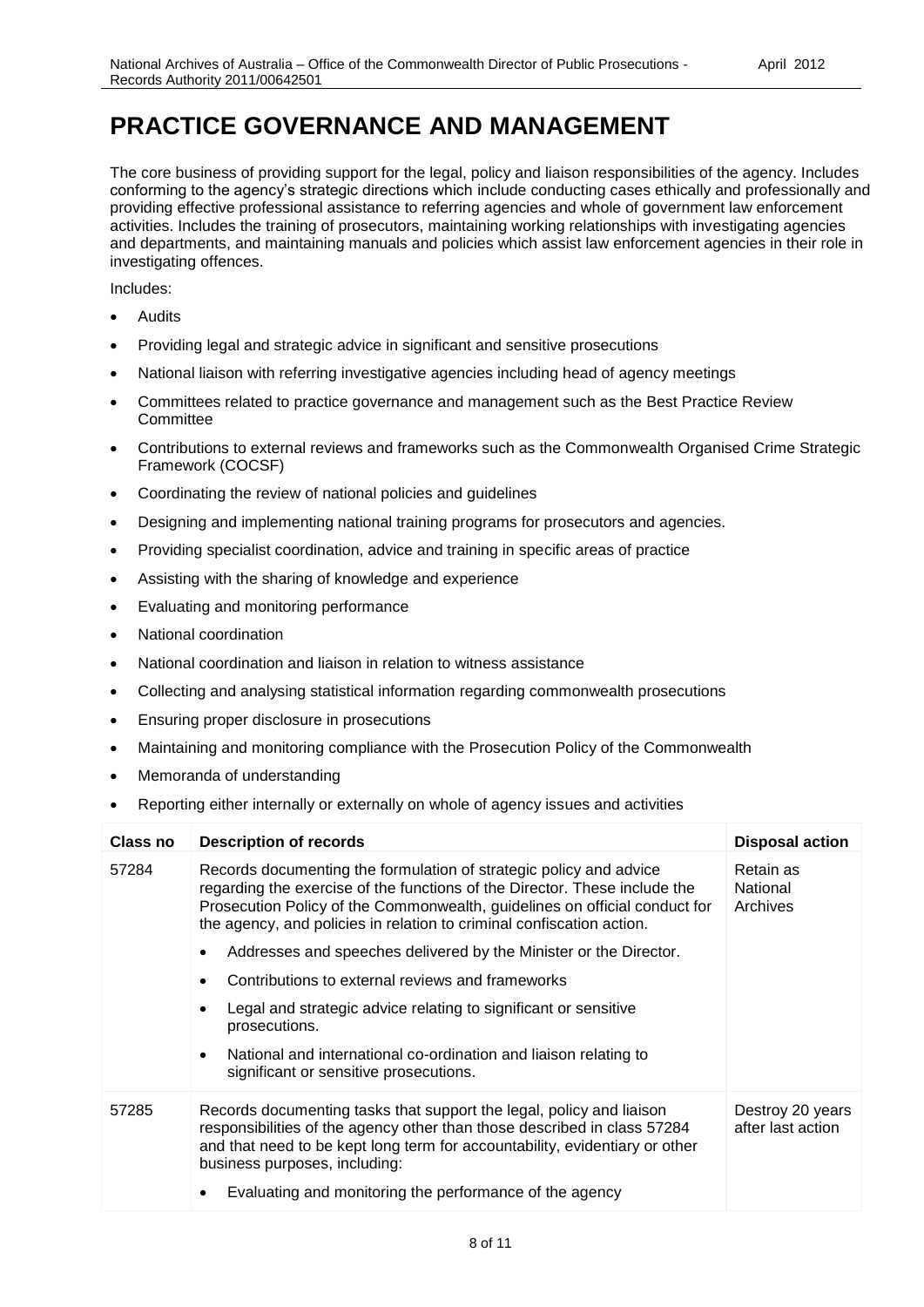# PRACTICE GOVERNANCE AND MANAGEMENT

The core business of providing support for the legal, policy and liaison responsibilities of the agency. Includes conforming to the agency's strategic directions which include conducting cases ethically and professionally and providing effective professional assistance to referring agencies and whole of government law enforcement activities. Includes the training of prosecutors, maintaining working relationships with investigating agencies and departments, and maintaining manuals and policies which assist law enforcement agencies in their role in investigating offences.

Includes:

- Audits
- Providing legal and strategic advice in significant and sensitive prosecutions
- National liaison with referring investigative agencies including head of agency meetings
- Committees related to practice governance and management such as the Best Practice Review Committee
- Contributions to external reviews and frameworks such as the Commonwealth Organised Crime Strategic Framework (COCSF)
- Coordinating the review of national policies and guidelines
- Designing and implementing national training programs for prosecutors and agencies.
- Providing specialist coordination, advice and training in specific areas of practice
- Assisting with the sharing of knowledge and experience
- Evaluating and monitoring performance
- National coordination
- National coordination and liaison in relation to witness assistance
- Collecting and analysing statistical information regarding commonwealth prosecutions
- Ensuring proper disclosure in prosecutions
- Maintaining and monitoring compliance with the Prosecution Policy of the Commonwealth
- Memoranda of understanding
- Reporting either internally or externally on whole of agency issues and activities

| Class no | Description of records | Disposal action |
|---|---|---|
| 57284 | Records documenting the formulation of strategic policy and advice regarding the exercise of the functions of the Director. These include the Prosecution Policy of the Commonwealth, guidelines on official conduct for the agency, and policies in relation to criminal confiscation action.<br>• Addresses and speeches delivered by the Minister or the Director.<br>• Contributions to external reviews and frameworks<br>• Legal and strategic advice relating to significant or sensitive prosecutions.<br>• National and international co-ordination and liaison relating to significant or sensitive prosecutions. | Retain as National Archives |
| 57285 | Records documenting tasks that support the legal, policy and liaison responsibilities of the agency other than those described in class 57284 and that need to be kept long term for accountability, evidentiary or other business purposes, including:<br>• Evaluating and monitoring the performance of the agency | Destroy 20 years after last action |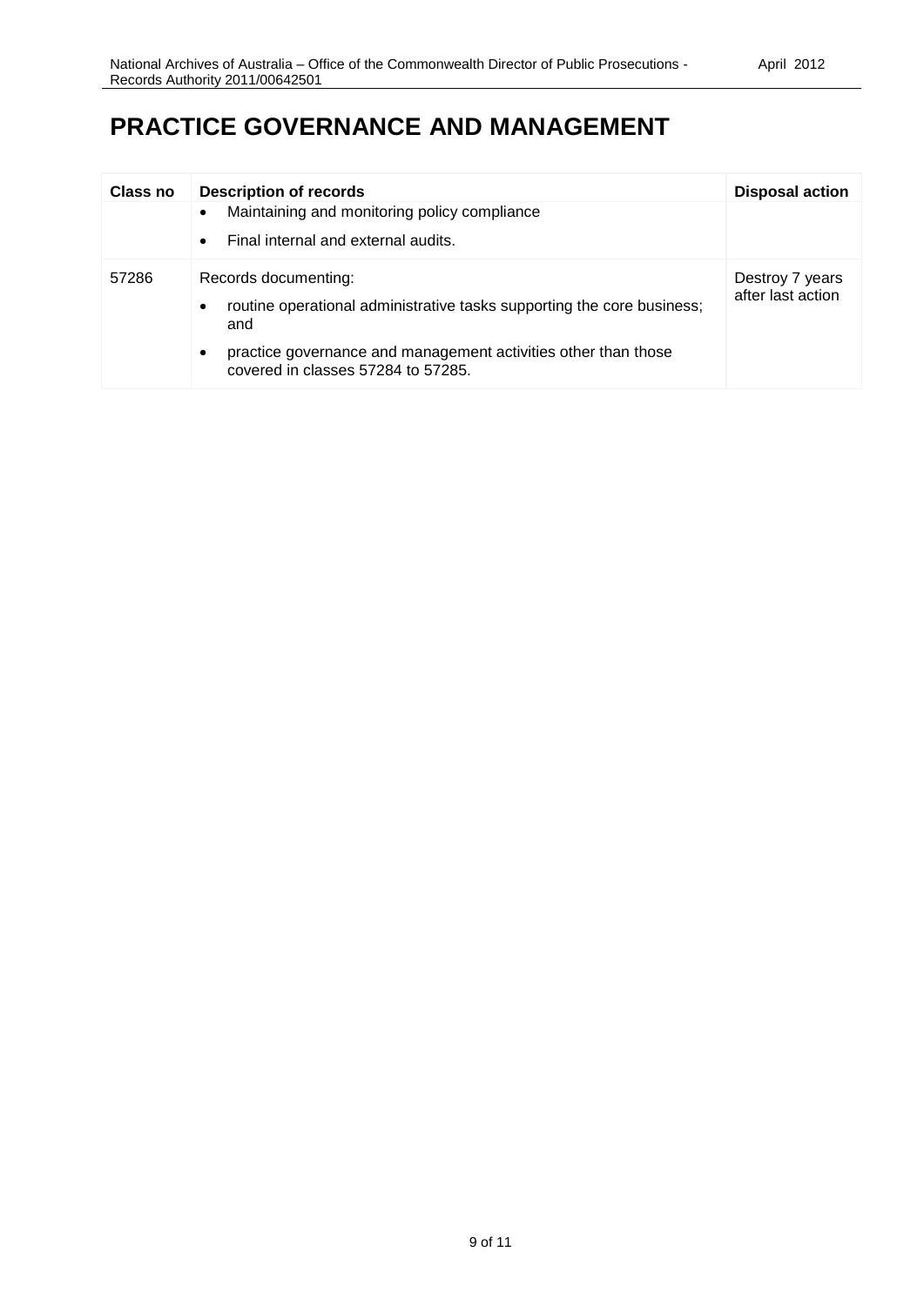# PRACTICE GOVERNANCE AND MANAGEMENT

| Class no | Description of records | Disposal action |
|---|---|---|
| | • Maintaining and monitoring policy compliance<br>• Final internal and external audits. | |
| 57286 | Records documenting:<br>• routine operational administrative tasks supporting the core business; and<br>• practice governance and management activities other than those covered in classes 57284 to 57285. | Destroy 7 years after last action |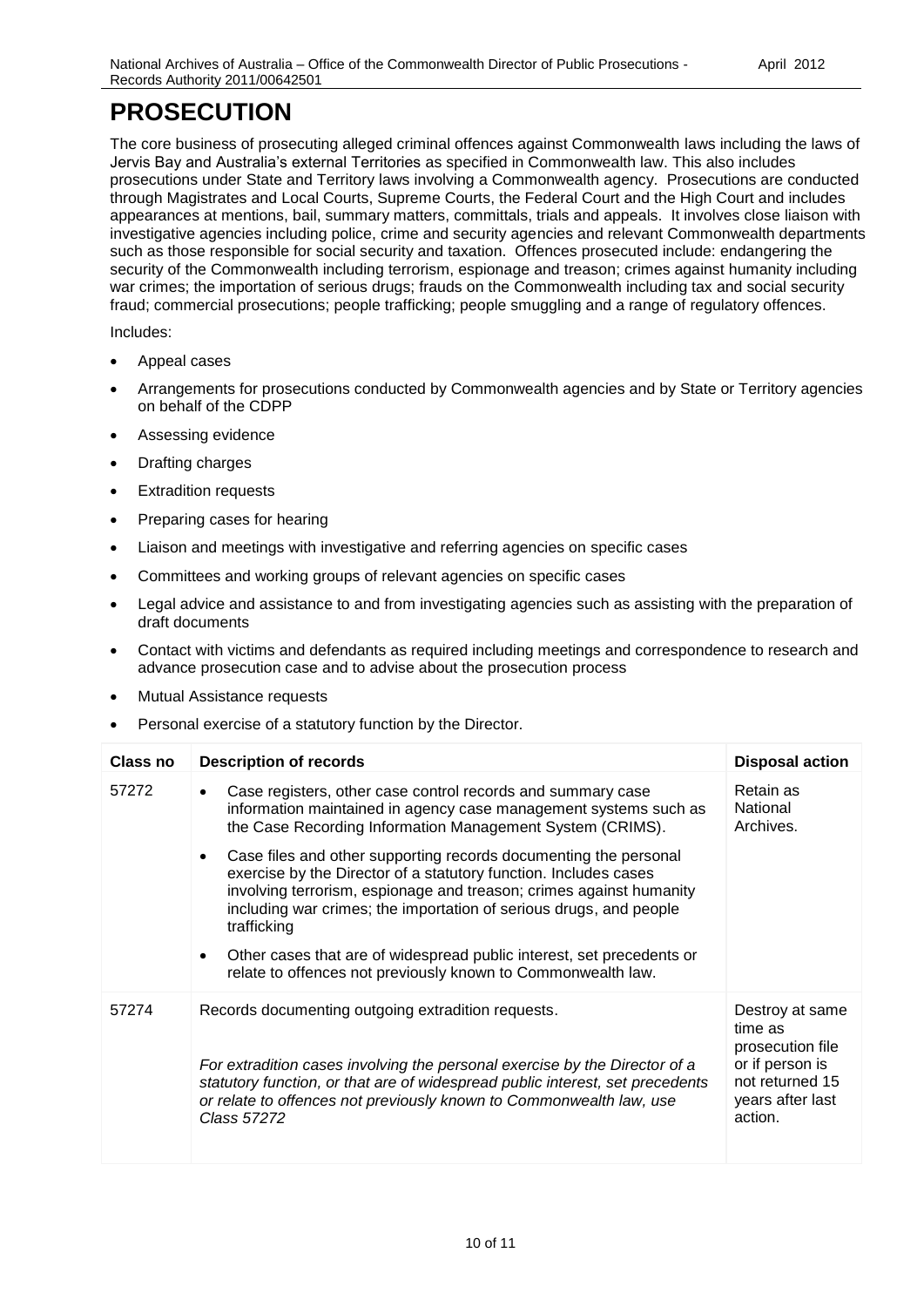# PROSECUTION

The core business of prosecuting alleged criminal offences against Commonwealth laws including the laws of Jervis Bay and Australia's external Territories as specified in Commonwealth law. This also includes prosecutions under State and Territory laws involving a Commonwealth agency. Prosecutions are conducted through Magistrates and Local Courts, Supreme Courts, the Federal Court and the High Court and includes appearances at mentions, bail, summary matters, committals, trials and appeals. It involves close liaison with investigative agencies including police, crime and security agencies and relevant Commonwealth departments such as those responsible for social security and taxation. Offences prosecuted include: endangering the security of the Commonwealth including terrorism, espionage and treason; crimes against humanity including war crimes; the importation of serious drugs; frauds on the Commonwealth including tax and social security fraud; commercial prosecutions; people trafficking; people smuggling and a range of regulatory offences.

Includes:

- Appeal cases
- Arrangements for prosecutions conducted by Commonwealth agencies and by State or Territory agencies on behalf of the CDPP
- Assessing evidence
- Drafting charges
- Extradition requests
- Preparing cases for hearing
- Liaison and meetings with investigative and referring agencies on specific cases
- Committees and working groups of relevant agencies on specific cases
- Legal advice and assistance to and from investigating agencies such as assisting with the preparation of draft documents
- Contact with victims and defendants as required including meetings and correspondence to research and advance prosecution case and to advise about the prosecution process
- Mutual Assistance requests
- Personal exercise of a statutory function by the Director.

| Class no | Description of records | Disposal action |
|---|---|---|
| 57272 | • Case registers, other case control records and summary case information maintained in agency case management systems such as the Case Recording Information Management System (CRIMS).<br>• Case files and other supporting records documenting the personal exercise by the Director of a statutory function. Includes cases involving terrorism, espionage and treason; crimes against humanity including war crimes; the importation of serious drugs, and people trafficking<br>• Other cases that are of widespread public interest, set precedents or relate to offences not previously known to Commonwealth law. | Retain as National Archives. |
| 57274 | Records documenting outgoing extradition requests.<br><br>*For extradition cases involving the personal exercise by the Director of a statutory function, or that are of widespread public interest, set precedents or relate to offences not previously known to Commonwealth law, use Class 57272* | Destroy at same time as prosecution file or if person is not returned 15 years after last action. |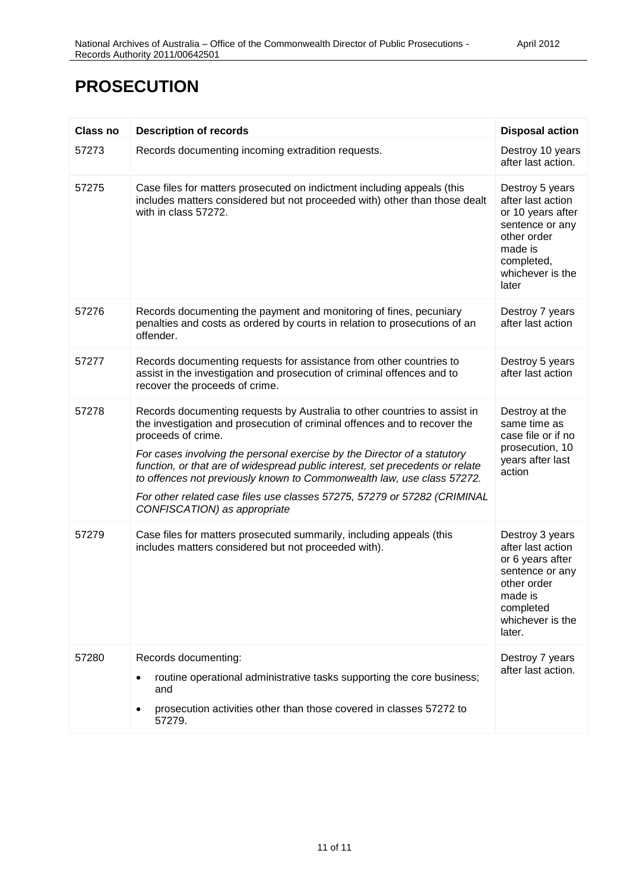# PROSECUTION

| Class no | Description of records | Disposal action |
|---|---|---|
| 57273 | Records documenting incoming extradition requests. | Destroy 10 years after last action. |
| 57275 | Case files for matters prosecuted on indictment including appeals (this includes matters considered but not proceeded with) other than those dealt with in class 57272. | Destroy 5 years after last action or 10 years after sentence or any other order made is completed, whichever is the later |
| 57276 | Records documenting the payment and monitoring of fines, pecuniary penalties and costs as ordered by courts in relation to prosecutions of an offender. | Destroy 7 years after last action |
| 57277 | Records documenting requests for assistance from other countries to assist in the investigation and prosecution of criminal offences and to recover the proceeds of crime. | Destroy 5 years after last action |
| 57278 | Records documenting requests by Australia to other countries to assist in the investigation and prosecution of criminal offences and to recover the proceeds of crime.<br>*For cases involving the personal exercise by the Director of a statutory function, or that are of widespread public interest, set precedents or relate to offences not previously known to Commonwealth law, use class 57272.*<br>*For other related case files use classes 57275, 57279 or 57282 (CRIMINAL CONFISCATION) as appropriate* | Destroy at the same time as case file or if no prosecution, 10 years after last action |
| 57279 | Case files for matters prosecuted summarily, including appeals (this includes matters considered but not proceeded with). | Destroy 3 years after last action or 6 years after sentence or any other order made is completed whichever is the later. |
| 57280 | Records documenting:<br>• routine operational administrative tasks supporting the core business; and<br>• prosecution activities other than those covered in classes 57272 to 57279. | Destroy 7 years after last action. |